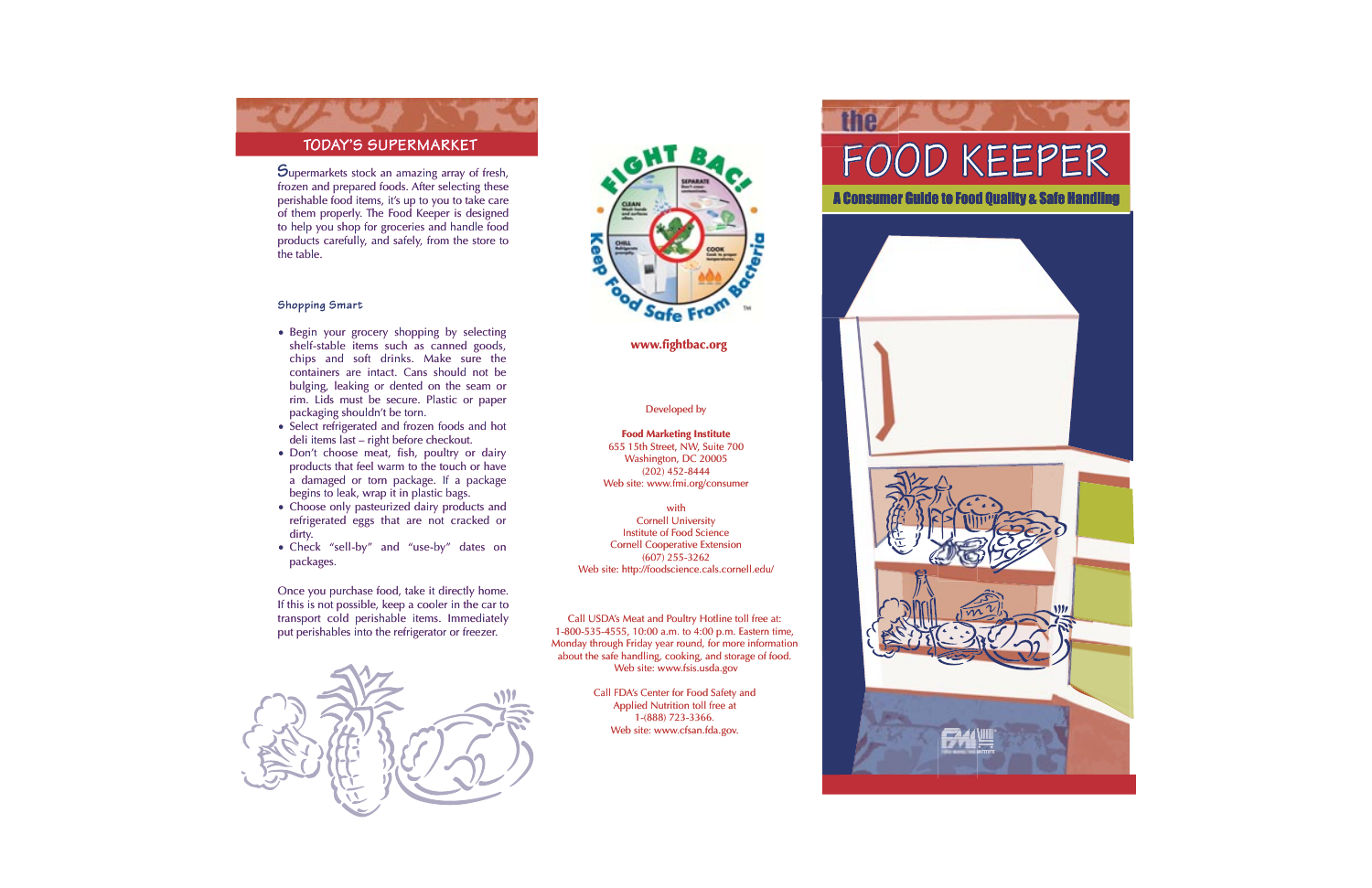## TODAY'S SUPERMARKET

Supermarkets stock an amazing array of fresh, frozen and prepared foods. After selecting these perishable food items, it's up to you to take care of them properly. The Food Keeper is designed to help you shop for groceries and handle food products carefully, and safely, from the store to the table.

### Shopping Smart

- Begin your grocery shopping by selecting shelf-stable items such as canned goods, chips and soft drinks. Make sure the containers are intact. Cans should not be bulging, leaking or dented on the seam or rim. Lids must be secure. Plastic or paper packaging shouldn't be torn.
- Select refrigerated and frozen foods and hot deli items last – right before checkout.
- Don't choose meat, fish, poultry or dairy products that feel warm to the touch or have a damaged or torn package. If a package begins to leak, wrap it in plastic bags.
- Choose only pasteurized dairy products and refrigerated eggs that are not cracked or dirty.
- Check "sell-by" and "use-by" dates on packages.

Once you purchase food, take it directly home. If this is not possible, keep a cooler in the car to transport cold perishable items. Immediately put perishables into the refrigerator or freezer.

FIGHT BAC! Keep Food Safe From Bacteria™

CLEAN Wash hands and surfaces often.
SEPARATE Don't cross-contaminate.
CHILL Refrigerate promptly.
COOK Cook to proper temperatures.

**www.fightbac.org**

Developed by

**Food Marketing Institute**
655 15th Street, NW, Suite 700
Washington, DC 20005
(202) 452-8444
Web site: www.fmi.org/consumer

with
Cornell University
Institute of Food Science
Cornell Cooperative Extension
(607) 255-3262
Web site: http://foodscience.cals.cornell.edu/

Call USDA's Meat and Poultry Hotline toll free at: 1-800-535-4555, 10:00 a.m. to 4:00 p.m. Eastern time, Monday through Friday year round, for more information about the safe handling, cooking, and storage of food. Web site: www.fsis.usda.gov

Call FDA's Center for Food Safety and Applied Nutrition toll free at 1-(888) 723-3366. Web site: www.cfsan.fda.gov.

# the FOOD KEEPER

## A Consumer Guide to Food Quality & Safe Handling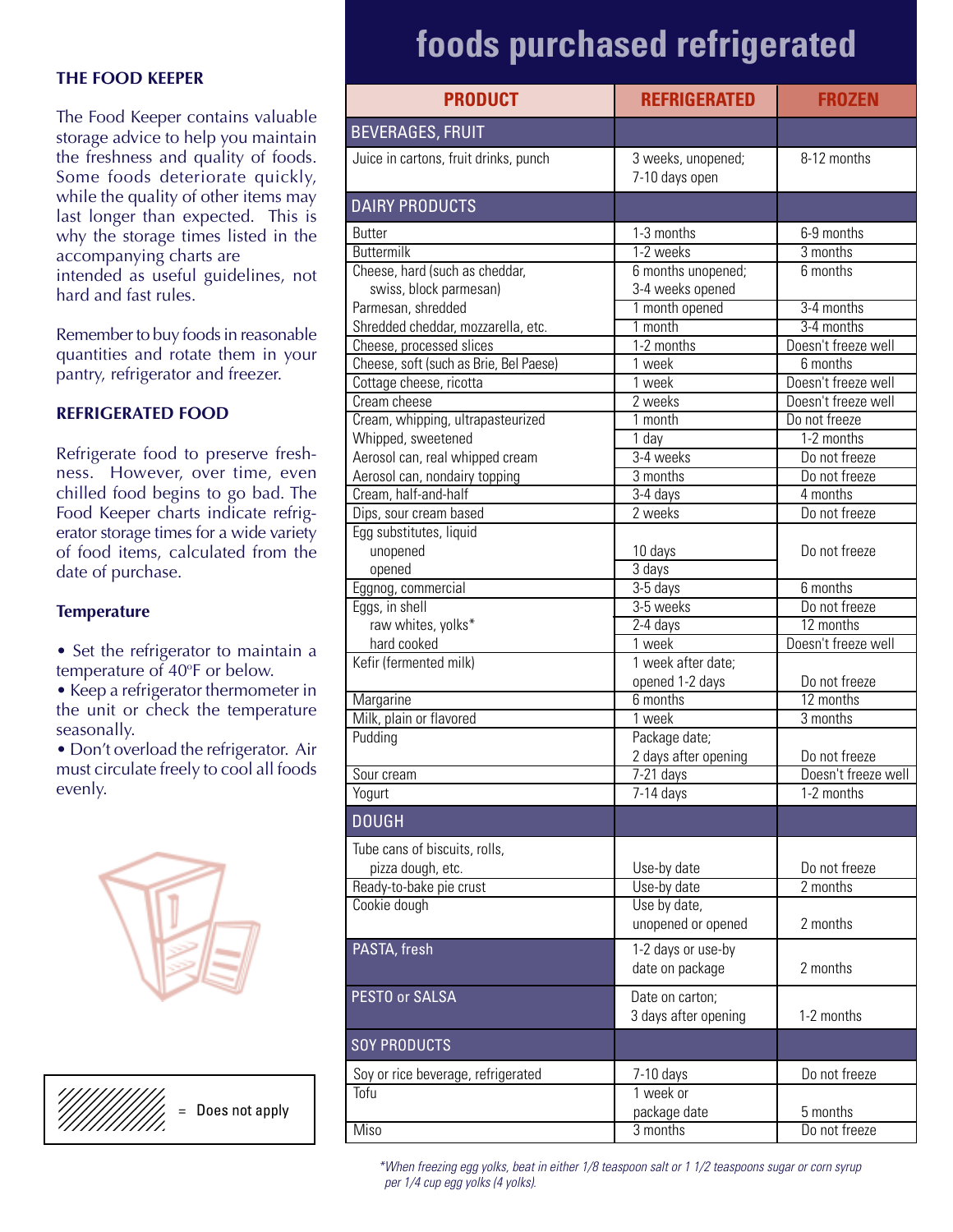### THE FOOD KEEPER

The Food Keeper contains valuable storage advice to help you maintain the freshness and quality of foods. Some foods deteriorate quickly, while the quality of other items may last longer than expected. This is why the storage times listed in the accompanying charts are intended as useful guidelines, not hard and fast rules.

Remember to buy foods in reasonable quantities and rotate them in your pantry, refrigerator and freezer.

### REFRIGERATED FOOD

Refrigerate food to preserve freshness. However, over time, even chilled food begins to go bad. The Food Keeper charts indicate refrigerator storage times for a wide variety of food items, calculated from the date of purchase.

#### Temperature

- Set the refrigerator to maintain a temperature of 40ºF or below.
- Keep a refrigerator thermometer in the unit or check the temperature seasonally.
- Don't overload the refrigerator. Air must circulate freely to cool all foods evenly.

= Does not apply

# foods purchased refrigerated

| PRODUCT | REFRIGERATED | FROZEN |
|---|---|---|
| **BEVERAGES, FRUIT** | | |
| Juice in cartons, fruit drinks, punch | 3 weeks, unopened; 7-10 days open | 8-12 months |
| **DAIRY PRODUCTS** | | |
| Butter | 1-3 months | 6-9 months |
| Buttermilk | 1-2 weeks | 3 months |
| Cheese, hard (such as cheddar, swiss, block parmesan) | 6 months unopened; 3-4 weeks opened | 6 months |
| Parmesan, shredded | 1 month opened | 3-4 months |
| Shredded cheddar, mozzarella, etc. | 1 month | 3-4 months |
| Cheese, processed slices | 1-2 months | Doesn't freeze well |
| Cheese, soft (such as Brie, Bel Paese) | 1 week | 6 months |
| Cottage cheese, ricotta | 1 week | Doesn't freeze well |
| Cream cheese | 2 weeks | Doesn't freeze well |
| Cream, whipping, ultrapasteurized | 1 month | Do not freeze |
| Whipped, sweetened | 1 day | 1-2 months |
| Aerosol can, real whipped cream | 3-4 weeks | Do not freeze |
| Aerosol can, nondairy topping | 3 months | Do not freeze |
| Cream, half-and-half | 3-4 days | 4 months |
| Dips, sour cream based | 2 weeks | Do not freeze |
| Egg substitutes, liquid | | |
| unopened | 10 days | Do not freeze |
| opened | 3 days | |
| Eggnog, commercial | 3-5 days | 6 months |
| Eggs, in shell | 3-5 weeks | Do not freeze |
| raw whites, yolks* | 2-4 days | 12 months |
| hard cooked | 1 week | Doesn't freeze well |
| Kefir (fermented milk) | 1 week after date; opened 1-2 days | Do not freeze |
| Margarine | 6 months | 12 months |
| Milk, plain or flavored | 1 week | 3 months |
| Pudding | Package date; 2 days after opening | Do not freeze |
| Sour cream | 7-21 days | Doesn't freeze well |
| Yogurt | 7-14 days | 1-2 months |
| **DOUGH** | | |
| Tube cans of biscuits, rolls, pizza dough, etc. | Use-by date | Do not freeze |
| Ready-to-bake pie crust | Use-by date | 2 months |
| Cookie dough | Use by date, unopened or opened | 2 months |
| **PASTA, fresh** | 1-2 days or use-by date on package | 2 months |
| **PESTO or SALSA** | Date on carton; 3 days after opening | 1-2 months |
| **SOY PRODUCTS** | | |
| Soy or rice beverage, refrigerated | 7-10 days | Do not freeze |
| Tofu | 1 week or package date | 5 months |
| Miso | 3 months | Do not freeze |

*When freezing egg yolks, beat in either 1/8 teaspoon salt or 1 1/2 teaspoons sugar or corn syrup per 1/4 cup egg yolks (4 yolks).*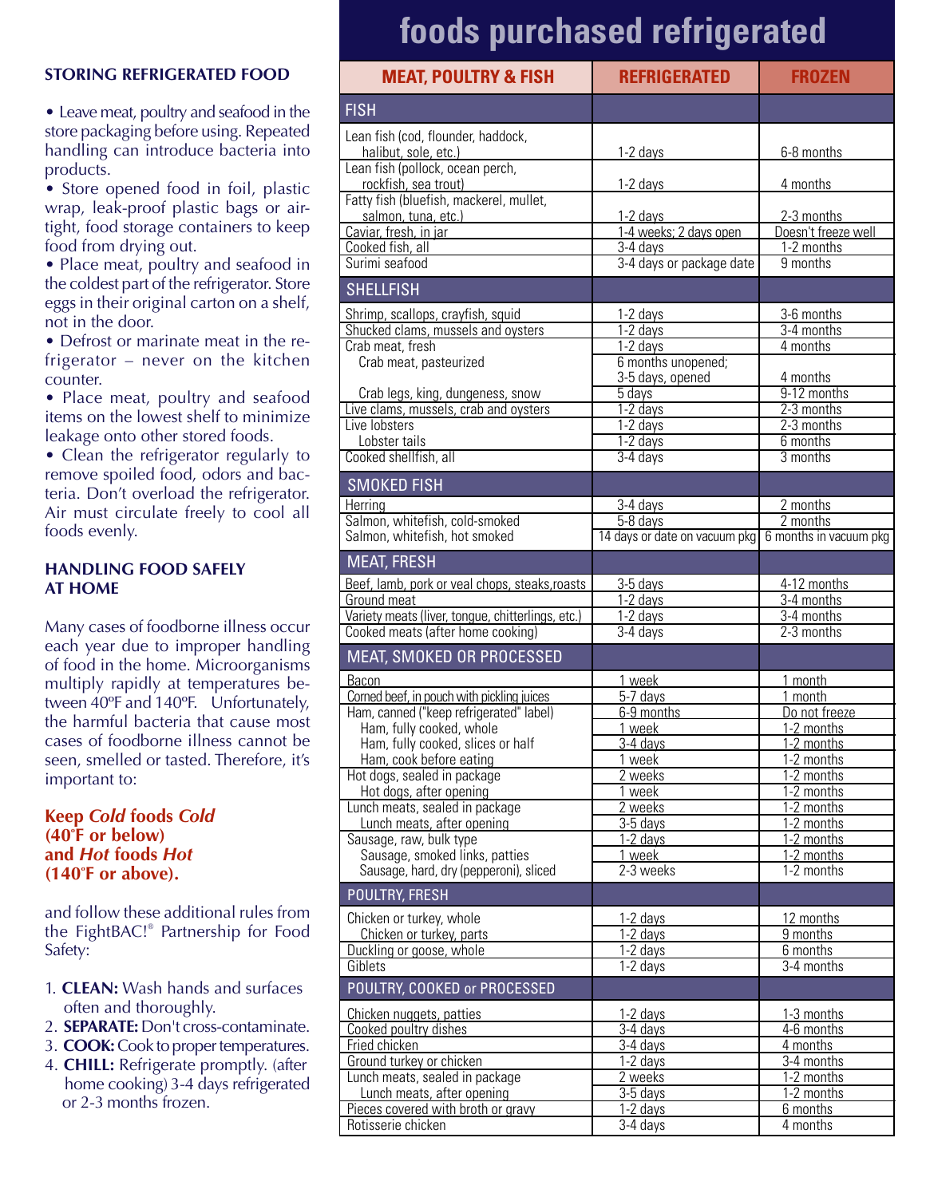### STORING REFRIGERATED FOOD

- Leave meat, poultry and seafood in the store packaging before using. Repeated handling can introduce bacteria into products.
- Store opened food in foil, plastic wrap, leak-proof plastic bags or airtight, food storage containers to keep food from drying out.
- Place meat, poultry and seafood in the coldest part of the refrigerator. Store eggs in their original carton on a shelf, not in the door.
- Defrost or marinate meat in the refrigerator – never on the kitchen counter.
- Place meat, poultry and seafood items on the lowest shelf to minimize leakage onto other stored foods.
- Clean the refrigerator regularly to remove spoiled food, odors and bacteria. Don't overload the refrigerator. Air must circulate freely to cool all foods evenly.

### HANDLING FOOD SAFELY AT HOME

Many cases of foodborne illness occur each year due to improper handling of food in the home. Microorganisms multiply rapidly at temperatures between 40ºF and 140ºF. Unfortunately, the harmful bacteria that cause most cases of foodborne illness cannot be seen, smelled or tasted. Therefore, it's important to:

**Keep *Cold* foods *Cold* (40˚F or below) and *Hot* foods *Hot* (140˚F or above).**

and follow these additional rules from the FightBAC!® Partnership for Food Safety:

1. **CLEAN:** Wash hands and surfaces often and thoroughly.
2. **SEPARATE:** Don't cross-contaminate.
3. **COOK:** Cook to proper temperatures.
4. **CHILL:** Refrigerate promptly. (after home cooking) 3-4 days refrigerated or 2-3 months frozen.

# foods purchased refrigerated

| MEAT, POULTRY & FISH | REFRIGERATED | FROZEN |
|---|---|---|
| **FISH** | | |
| Lean fish (cod, flounder, haddock, halibut, sole, etc.) | 1-2 days | 6-8 months |
| Lean fish (pollock, ocean perch, rockfish, sea trout) | 1-2 days | 4 months |
| Fatty fish (bluefish, mackerel, mullet, salmon, tuna, etc.) | 1-2 days | 2-3 months |
| Caviar, fresh, in jar | 1-4 weeks; 2 days open | Doesn't freeze well |
| Cooked fish, all | 3-4 days | 1-2 months |
| Surimi seafood | 3-4 days or package date | 9 months |
| **SHELLFISH** | | |
| Shrimp, scallops, crayfish, squid | 1-2 days | 3-6 months |
| Shucked clams, mussels and oysters | 1-2 days | 3-4 months |
| Crab meat, fresh | 1-2 days | 4 months |
| Crab meat, pasteurized | 6 months unopened; 3-5 days, opened | 4 months |
| Crab legs, king, dungeness, snow | 5 days | 9-12 months |
| Live clams, mussels, crab and oysters | 1-2 days | 2-3 months |
| Live lobsters | 1-2 days | 2-3 months |
| Lobster tails | 1-2 days | 6 months |
| Cooked shellfish, all | 3-4 days | 3 months |
| **SMOKED FISH** | | |
| Herring | 3-4 days | 2 months |
| Salmon, whitefish, cold-smoked | 5-8 days | 2 months |
| Salmon, whitefish, hot smoked | 14 days or date on vacuum pkg | 6 months in vacuum pkg |
| **MEAT, FRESH** | | |
| Beef, lamb, pork or veal chops, steaks,roasts | 3-5 days | 4-12 months |
| Ground meat | 1-2 days | 3-4 months |
| Variety meats (liver, tongue, chitterlings, etc.) | 1-2 days | 3-4 months |
| Cooked meats (after home cooking) | 3-4 days | 2-3 months |
| **MEAT, SMOKED OR PROCESSED** | | |
| Bacon | 1 week | 1 month |
| Corned beef, in pouch with pickling juices | 5-7 days | 1 month |
| Ham, canned ("keep refrigerated" label) | 6-9 months | Do not freeze |
| Ham, fully cooked, whole | 1 week | 1-2 months |
| Ham, fully cooked, slices or half | 3-4 days | 1-2 months |
| Ham, cook before eating | 1 week | 1-2 months |
| Hot dogs, sealed in package | 2 weeks | 1-2 months |
| Hot dogs, after opening | 1 week | 1-2 months |
| Lunch meats, sealed in package | 2 weeks | 1-2 months |
| Lunch meats, after opening | 3-5 days | 1-2 months |
| Sausage, raw, bulk type | 1-2 days | 1-2 months |
| Sausage, smoked links, patties | 1 week | 1-2 months |
| Sausage, hard, dry (pepperoni), sliced | 2-3 weeks | 1-2 months |
| **POULTRY, FRESH** | | |
| Chicken or turkey, whole | 1-2 days | 12 months |
| Chicken or turkey, parts | 1-2 days | 9 months |
| Duckling or goose, whole | 1-2 days | 6 months |
| Giblets | 1-2 days | 3-4 months |
| **POULTRY, COOKED or PROCESSED** | | |
| Chicken nuggets, patties | 1-2 days | 1-3 months |
| Cooked poultry dishes | 3-4 days | 4-6 months |
| Fried chicken | 3-4 days | 4 months |
| Ground turkey or chicken | 1-2 days | 3-4 months |
| Lunch meats, sealed in package | 2 weeks | 1-2 months |
| Lunch meats, after opening | 3-5 days | 1-2 months |
| Pieces covered with broth or gravy | 1-2 days | 6 months |
| Rotisserie chicken | 3-4 days | 4 months |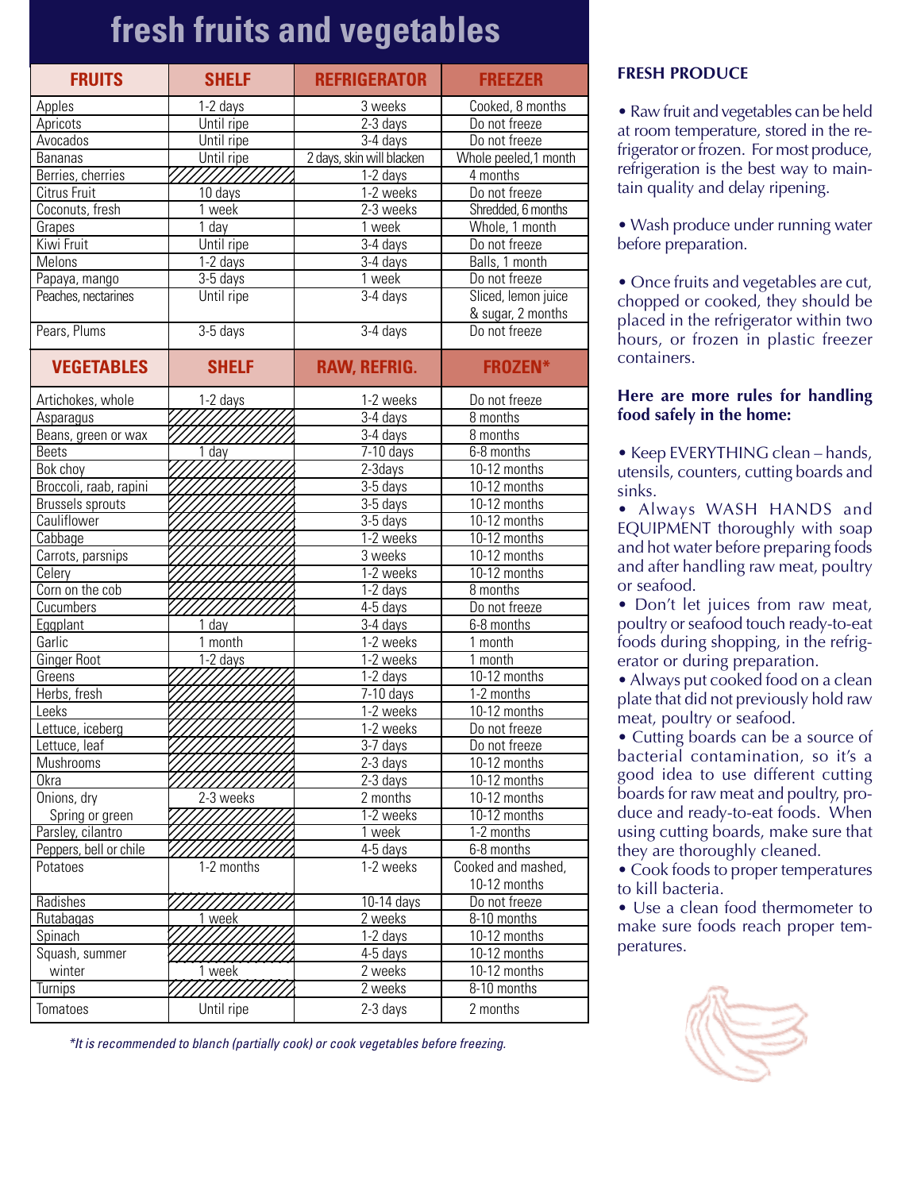# fresh fruits and vegetables

| FRUITS | SHELF | REFRIGERATOR | FREEZER |
|---|---|---|---|
| Apples | 1-2 days | 3 weeks | Cooked, 8 months |
| Apricots | Until ripe | 2-3 days | Do not freeze |
| Avocados | Until ripe | 3-4 days | Do not freeze |
| Bananas | Until ripe | 2 days, skin will blacken | Whole peeled,1 month |
| Berries, cherries | | 1-2 days | 4 months |
| Citrus Fruit | 10 days | 1-2 weeks | Do not freeze |
| Coconuts, fresh | 1 week | 2-3 weeks | Shredded, 6 months |
| Grapes | 1 day | 1 week | Whole, 1 month |
| Kiwi Fruit | Until ripe | 3-4 days | Do not freeze |
| Melons | 1-2 days | 3-4 days | Balls, 1 month |
| Papaya, mango | 3-5 days | 1 week | Do not freeze |
| Peaches, nectarines | Until ripe | 3-4 days | Sliced, lemon juice & sugar, 2 months |
| Pears, Plums | 3-5 days | 3-4 days | Do not freeze |

| VEGETABLES | SHELF | RAW, REFRIG. | FROZEN* |
|---|---|---|---|
| Artichokes, whole | 1-2 days | 1-2 weeks | Do not freeze |
| Asparagus | | 3-4 days | 8 months |
| Beans, green or wax | | 3-4 days | 8 months |
| Beets | 1 day | 7-10 days | 6-8 months |
| Bok choy | | 2-3days | 10-12 months |
| Broccoli, raab, rapini | | 3-5 days | 10-12 months |
| Brussels sprouts | | 3-5 days | 10-12 months |
| Cauliflower | | 3-5 days | 10-12 months |
| Cabbage | | 1-2 weeks | 10-12 months |
| Carrots, parsnips | | 3 weeks | 10-12 months |
| Celery | | 1-2 weeks | 10-12 months |
| Corn on the cob | | 1-2 days | 8 months |
| Cucumbers | | 4-5 days | Do not freeze |
| Eggplant | 1 day | 3-4 days | 6-8 months |
| Garlic | 1 month | 1-2 weeks | 1 month |
| Ginger Root | 1-2 days | 1-2 weeks | 1 month |
| Greens | | 1-2 days | 10-12 months |
| Herbs, fresh | | 7-10 days | 1-2 months |
| Leeks | | 1-2 weeks | 10-12 months |
| Lettuce, iceberg | | 1-2 weeks | Do not freeze |
| Lettuce, leaf | | 3-7 days | Do not freeze |
| Mushrooms | | 2-3 days | 10-12 months |
| Okra | | 2-3 days | 10-12 months |
| Onions, dry | 2-3 weeks | 2 months | 10-12 months |
| Spring or green | | 1-2 weeks | 10-12 months |
| Parsley, cilantro | | 1 week | 1-2 months |
| Peppers, bell or chile | | 4-5 days | 6-8 months |
| Potatoes | 1-2 months | 1-2 weeks | Cooked and mashed, 10-12 months |
| Radishes | | 10-14 days | Do not freeze |
| Rutabagas | 1 week | 2 weeks | 8-10 months |
| Spinach | | 1-2 days | 10-12 months |
| Squash, summer | | 4-5 days | 10-12 months |
| winter | 1 week | 2 weeks | 10-12 months |
| Turnips | | 2 weeks | 8-10 months |
| Tomatoes | Until ripe | 2-3 days | 2 months |

*\*It is recommended to blanch (partially cook) or cook vegetables before freezing.*

**FRESH PRODUCE**

- Raw fruit and vegetables can be held at room temperature, stored in the refrigerator or frozen. For most produce, refrigeration is the best way to maintain quality and delay ripening.
- Wash produce under running water before preparation.
- Once fruits and vegetables are cut, chopped or cooked, they should be placed in the refrigerator within two hours, or frozen in plastic freezer containers.

**Here are more rules for handling food safely in the home:**

- Keep EVERYTHING clean – hands, utensils, counters, cutting boards and sinks.
- Always WASH HANDS and EQUIPMENT thoroughly with soap and hot water before preparing foods and after handling raw meat, poultry or seafood.
- Don't let juices from raw meat, poultry or seafood touch ready-to-eat foods during shopping, in the refrigerator or during preparation.
- Always put cooked food on a clean plate that did not previously hold raw meat, poultry or seafood.
- Cutting boards can be a source of bacterial contamination, so it's a good idea to use different cutting boards for raw meat and poultry, produce and ready-to-eat foods. When using cutting boards, make sure that they are thoroughly cleaned.
- Cook foods to proper temperatures to kill bacteria.
- Use a clean food thermometer to make sure foods reach proper temperatures.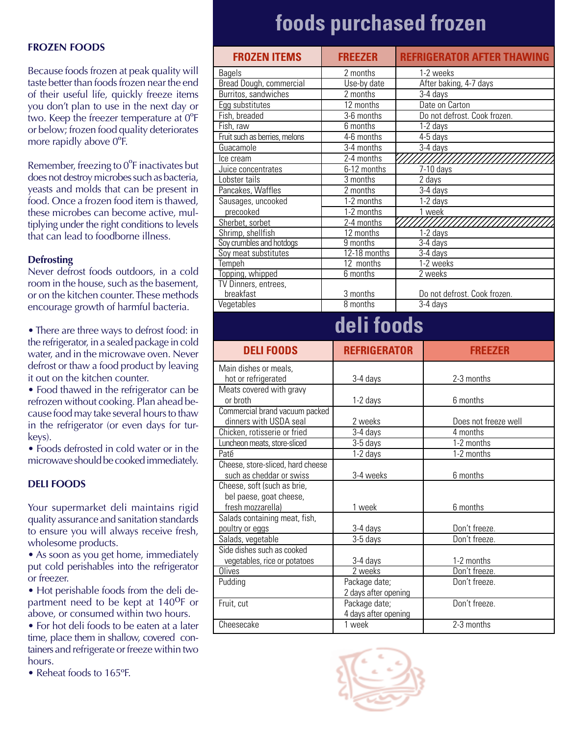## FROZEN FOODS

Because foods frozen at peak quality will taste better than foods frozen near the end of their useful life, quickly freeze items you don't plan to use in the next day or two. Keep the freezer temperature at 0ºF or below; frozen food quality deteriorates more rapidly above 0ºF.

Remember, freezing to 0ºF inactivates but does not destroy microbes such as bacteria, yeasts and molds that can be present in food. Once a frozen food item is thawed, these microbes can become active, multiplying under the right conditions to levels that can lead to foodborne illness.

### Defrosting

Never defrost foods outdoors, in a cold room in the house, such as the basement, or on the kitchen counter. These methods encourage growth of harmful bacteria.

- There are three ways to defrost food: in the refrigerator, in a sealed package in cold water, and in the microwave oven. Never defrost or thaw a food product by leaving it out on the kitchen counter.
- Food thawed in the refrigerator can be refrozen without cooking. Plan ahead because food may take several hours to thaw in the refrigerator (or even days for turkeys).
- Foods defrosted in cold water or in the microwave should be cooked immediately.

## DELI FOODS

Your supermarket deli maintains rigid quality assurance and sanitation standards to ensure you will always receive fresh, wholesome products.

- As soon as you get home, immediately put cold perishables into the refrigerator or freezer.
- Hot perishable foods from the deli department need to be kept at 140ºF or above, or consumed within two hours.
- For hot deli foods to be eaten at a later time, place them in shallow, covered containers and refrigerate or freeze within two hours.
- Reheat foods to 165ºF.

# foods purchased frozen

| FROZEN ITEMS | FREEZER | REFRIGERATOR AFTER THAWING |
|---|---|---|
| Bagels | 2 months | 1-2 weeks |
| Bread Dough, commercial | Use-by date | After baking, 4-7 days |
| Burritos, sandwiches | 2 months | 3-4 days |
| Egg substitutes | 12 months | Date on Carton |
| Fish, breaded | 3-6 months | Do not defrost. Cook frozen. |
| Fish, raw | 6 months | 1-2 days |
| Fruit such as berries, melons | 4-6 months | 4-5 days |
| Guacamole | 3-4 months | 3-4 days |
| Ice cream | 2-4 months | |
| Juice concentrates | 6-12 months | 7-10 days |
| Lobster tails | 3 months | 2 days |
| Pancakes, Waffles | 2 months | 3-4 days |
| Sausages, uncooked | 1-2 months | 1-2 days |
| precooked | 1-2 months | 1 week |
| Sherbet, sorbet | 2-4 months | |
| Shrimp, shellfish | 12 months | 1-2 days |
| Soy crumbles and hotdogs | 9 months | 3-4 days |
| Soy meat substitutes | 12-18 months | 3-4 days |
| Tempeh | 12 months | 1-2 weeks |
| Topping, whipped | 6 months | 2 weeks |
| TV Dinners, entrees, breakfast | 3 months | Do not defrost. Cook frozen. |
| Vegetables | 8 months | 3-4 days |

# deli foods

| DELI FOODS | REFRIGERATOR | FREEZER |
|---|---|---|
| Main dishes or meals, hot or refrigerated | 3-4 days | 2-3 months |
| Meats covered with gravy or broth | 1-2 days | 6 months |
| Commercial brand vacuum packed dinners with USDA seal | 2 weeks | Does not freeze well |
| Chicken, rotisserie or fried | 3-4 days | 4 months |
| Luncheon meats, store-sliced | 3-5 days | 1-2 months |
| Paté | 1-2 days | 1-2 months |
| Cheese, store-sliced, hard cheese such as cheddar or swiss | 3-4 weeks | 6 months |
| Cheese, soft (such as brie, bel paese, goat cheese, fresh mozzarella) | 1 week | 6 months |
| Salads containing meat, fish, poultry or eggs | 3-4 days | Don't freeze. |
| Salads, vegetable | 3-5 days | Don't freeze. |
| Side dishes such as cooked vegetables, rice or potatoes | 3-4 days | 1-2 months |
| Olives | 2 weeks | Don't freeze. |
| Pudding | Package date; 2 days after opening | Don't freeze. |
| Fruit, cut | Package date; 4 days after opening | Don't freeze. |
| Cheesecake | 1 week | 2-3 months |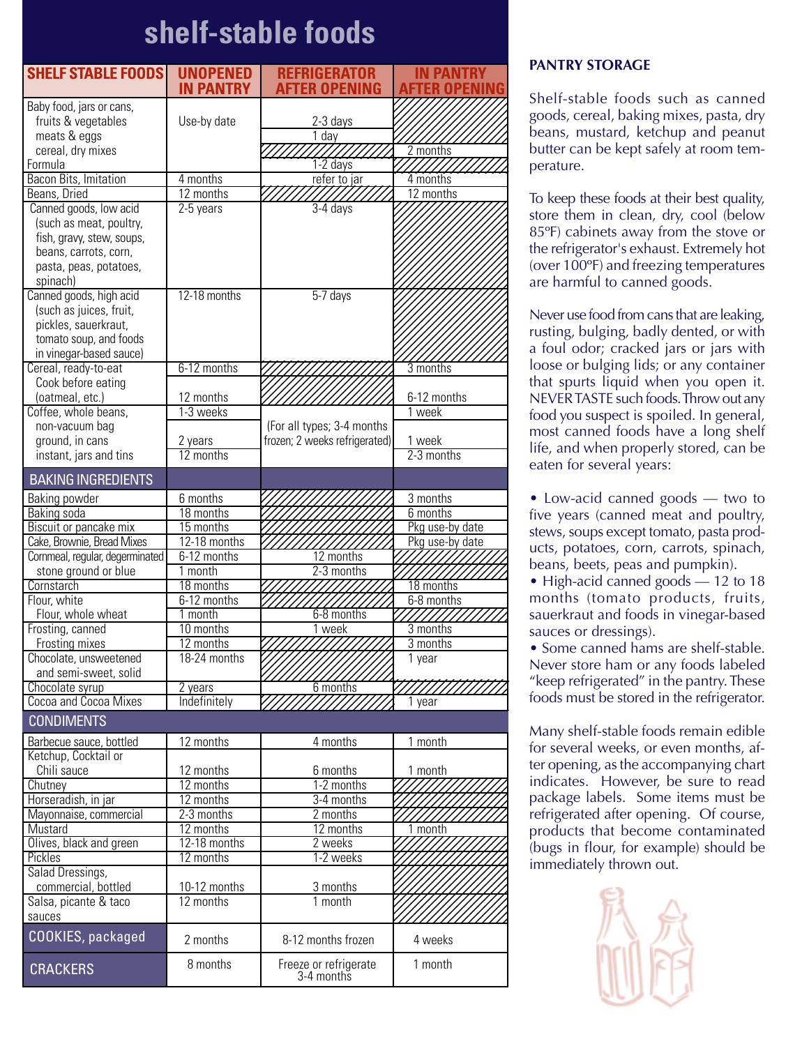# shelf-stable foods

| SHELF STABLE FOODS | UNOPENED IN PANTRY | REFRIGERATOR AFTER OPENING | IN PANTRY AFTER OPENING |
|---|---|---|---|
| Baby food, jars or cans, | Use-by date | | |
| fruits & vegetables | | 2-3 days | |
| meats & eggs | | 1 day | |
| cereal, dry mixes | | | 2 months |
| Formula | | 1-2 days | |
| Bacon Bits, Imitation | 4 months | refer to jar | 4 months |
| Beans, Dried | 12 months | | 12 months |
| Canned goods, low acid (such as meat, poultry, fish, gravy, stew, soups, beans, carrots, corn, pasta, peas, potatoes, spinach) | 2-5 years | 3-4 days | |
| Canned goods, high acid (such as juices, fruit, pickles, sauerkraut, tomato soup, and foods in vinegar-based sauce) | 12-18 months | 5-7 days | |
| Cereal, ready-to-eat | 6-12 months | | 3 months |
| Cook before eating (oatmeal, etc.) | 12 months | | 6-12 months |
| Coffee, whole beans, non-vacuum bag | 1-3 weeks | (For all types; 3-4 months frozen; 2 weeks refrigerated) | 1 week |
| ground, in cans | 2 years | | 1 week |
| instant, jars and tins | 12 months | | 2-3 months |
| **BAKING INGREDIENTS** | | | |
| Baking powder | 6 months | | 3 months |
| Baking soda | 18 months | | 6 months |
| Biscuit or pancake mix | 15 months | | Pkg use-by date |
| Cake, Brownie, Bread Mixes | 12-18 months | | Pkg use-by date |
| Cornmeal, regular, degerminated | 6-12 months | 12 months | |
| stone ground or blue | 1 month | 2-3 months | |
| Cornstarch | 18 months | | 18 months |
| Flour, white | 6-12 months | | 6-8 months |
| Flour, whole wheat | 1 month | 6-8 months | |
| Frosting, canned | 10 months | 1 week | 3 months |
| Frosting mixes | 12 months | | 3 months |
| Chocolate, unsweetened and semi-sweet, solid | 18-24 months | | 1 year |
| Chocolate syrup | 2 years | 6 months | |
| Cocoa and Cocoa Mixes | Indefinitely | | 1 year |
| **CONDIMENTS** | | | |
| Barbecue sauce, bottled | 12 months | 4 months | 1 month |
| Ketchup, Cocktail or Chili sauce | 12 months | 6 months | 1 month |
| Chutney | 12 months | 1-2 months | |
| Horseradish, in jar | 12 months | 3-4 months | |
| Mayonnaise, commercial | 2-3 months | 2 months | |
| Mustard | 12 months | 12 months | 1 month |
| Olives, black and green | 12-18 months | 2 weeks | |
| Pickles | 12 months | 1-2 weeks | |
| Salad Dressings, commercial, bottled | 10-12 months | 3 months | |
| Salsa, picante & taco sauces | 12 months | 1 month | |
| **COOKIES, packaged** | 2 months | 8-12 months frozen | 4 weeks |
| **CRACKERS** | 8 months | Freeze or refrigerate 3-4 months | 1 month |

## PANTRY STORAGE

Shelf-stable foods such as canned goods, cereal, baking mixes, pasta, dry beans, mustard, ketchup and peanut butter can be kept safely at room temperature.

To keep these foods at their best quality, store them in clean, dry, cool (below 85ºF) cabinets away from the stove or the refrigerator's exhaust. Extremely hot (over 100ºF) and freezing temperatures are harmful to canned goods.

Never use food from cans that are leaking, rusting, bulging, badly dented, or with a foul odor; cracked jars or jars with loose or bulging lids; or any container that spurts liquid when you open it. NEVER TASTE such foods. Throw out any food you suspect is spoiled. In general, most canned foods have a long shelf life, and when properly stored, can be eaten for several years:

- Low-acid canned goods — two to five years (canned meat and poultry, stews, soups except tomato, pasta products, potatoes, corn, carrots, spinach, beans, beets, peas and pumpkin).
- High-acid canned goods — 12 to 18 months (tomato products, fruits, sauerkraut and foods in vinegar-based sauces or dressings).
- Some canned hams are shelf-stable. Never store ham or any foods labeled "keep refrigerated" in the pantry. These foods must be stored in the refrigerator.

Many shelf-stable foods remain edible for several weeks, or even months, after opening, as the accompanying chart indicates. However, be sure to read package labels. Some items must be refrigerated after opening. Of course, products that become contaminated (bugs in flour, for example) should be immediately thrown out.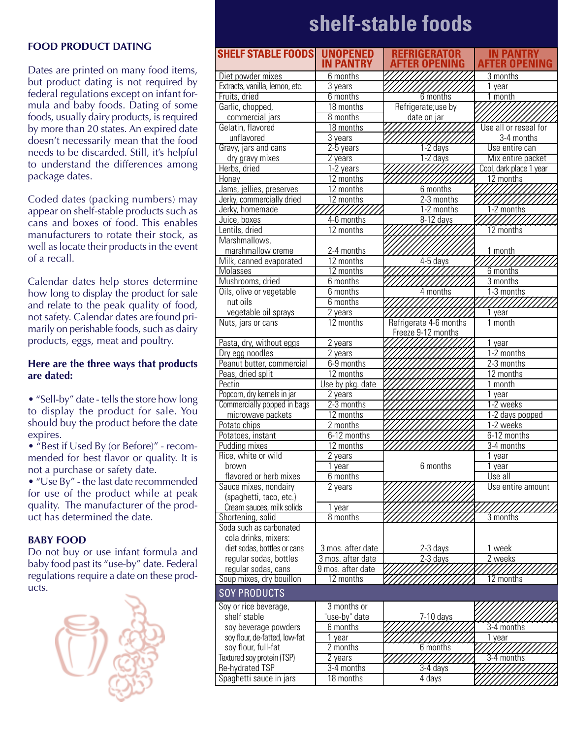**FOOD PRODUCT DATING**

Dates are printed on many food items, but product dating is not required by federal regulations except on infant formula and baby foods. Dating of some foods, usually dairy products, is required by more than 20 states. An expired date doesn't necessarily mean that the food needs to be discarded. Still, it's helpful to understand the differences among package dates.

Coded dates (packing numbers) may appear on shelf-stable products such as cans and boxes of food. This enables manufacturers to rotate their stock, as well as locate their products in the event of a recall.

Calendar dates help stores determine how long to display the product for sale and relate to the peak quality of food, not safety. Calendar dates are found primarily on perishable foods, such as dairy products, eggs, meat and poultry.

**Here are the three ways that products are dated:**

- "Sell-by" date - tells the store how long to display the product for sale. You should buy the product before the date expires.
- "Best if Used By (or Before)" - recommended for best flavor or quality. It is not a purchase or safety date.
- "Use By" - the last date recommended for use of the product while at peak quality. The manufacturer of the product has determined the date.

**BABY FOOD**

Do not buy or use infant formula and baby food past its "use-by" date. Federal regulations require a date on these products.

# shelf-stable foods

| SHELF STABLE FOODS | UNOPENED IN PANTRY | REFRIGERATOR AFTER OPENING | IN PANTRY AFTER OPENING |
|---|---|---|---|
| Diet powder mixes | 6 months | | 3 months |
| Extracts, vanilla, lemon, etc. | 3 years | | 1 year |
| Fruits, dried | 6 months | 6 months | 1 month |
| Garlic, chopped, | 18 months | Refrigerate;use by date on jar | |
| commercial jars | 8 months | | |
| Gelatin, flavored | 18 months | | Use all or reseal for 3-4 months |
| unflavored | 3 years | | |
| Gravy, jars and cans | 2-5 years | 1-2 days | Use entire can |
| dry gravy mixes | 2 years | 1-2 days | Mix entire packet |
| Herbs, dried | 1-2 years | | Cool, dark place 1 year |
| Honey | 12 months | | 12 months |
| Jams, jellies, preserves | 12 months | 6 months | |
| Jerky, commercially dried | 12 months | 2-3 months | |
| Jerky, homemade | | 1-2 months | 1-2 months |
| Juice, boxes | 4-6 months | 8-12 days | |
| Lentils, dried | 12 months | | 12 months |
| Marshmallows, marshmallow creme | 2-4 months | | 1 month |
| Milk, canned evaporated | 12 months | 4-5 days | |
| Molasses | 12 months | | 6 months |
| Mushrooms, dried | 6 months | | 3 months |
| Oils, olive or vegetable | 6 months | 4 months | 1-3 months |
| nut oils | 6 months | | |
| vegetable oil sprays | 2 years | | 1 year |
| Nuts, jars or cans | 12 months | Refrigerate 4-6 months Freeze 9-12 months | 1 month |
| Pasta, dry, without eggs | 2 years | | 1 year |
| Dry egg noodles | 2 years | | 1-2 months |
| Peanut butter, commercial | 6-9 months | | 2-3 months |
| Peas, dried split | 12 months | | 12 months |
| Pectin | Use by pkg. date | | 1 month |
| Popcorn, dry kernels in jar | 2 years | | 1 year |
| Commercially popped in bags | 2-3 months | | 1-2 weeks |
| microwave packets | 12 months | | 1-2 days popped |
| Potato chips | 2 months | | 1-2 weeks |
| Potatoes, instant | 6-12 months | | 6-12 months |
| Pudding mixes | 12 months | | 3-4 months |
| Rice, white or wild | 2 years | 6 months | 1 year |
| brown | 1 year | | 1 year |
| flavored or herb mixes | 6 months | | Use all |
| Sauce mixes, nondairy (spaghetti, taco, etc.) | 2 years | | Use entire amount |
| Cream sauces, milk solids | 1 year | | |
| Shortening, solid | 8 months | | 3 months |
| Soda such as carbonated cola drinks, mixers: | | | |
| diet sodas, bottles or cans | 3 mos. after date | 2-3 days | 1 week |
| regular sodas, bottles | 3 mos. after date | 2-3 days | 2 weeks |
| regular sodas, cans | 9 mos. after date | | |
| Soup mixes, dry bouillon | 12 months | | 12 months |
| **SOY PRODUCTS** | | | |
| Soy or rice beverage, shelf stable | 3 months or "use-by" date | 7-10 days | |
| soy beverage powders | 6 months | | 3-4 months |
| soy flour, de-fatted, low-fat | 1 year | | 1 year |
| soy flour, full-fat | 2 months | 6 months | |
| Textured soy protein (TSP) | 2 years | | 3-4 months |
| Re-hydrated TSP | 3-4 months | 3-4 days | |
| Spaghetti sauce in jars | 18 months | 4 days | |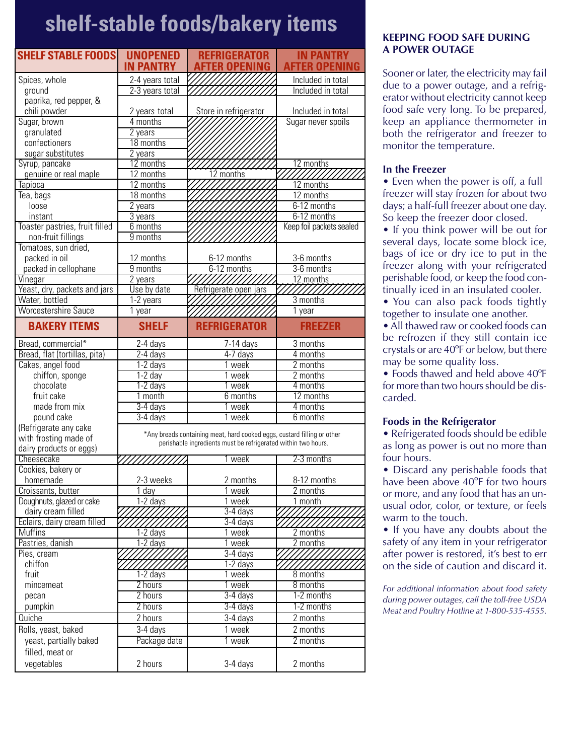# shelf-stable foods/bakery items

| SHELF STABLE FOODS | UNOPENED IN PANTRY | REFRIGERATOR AFTER OPENING | IN PANTRY AFTER OPENING |
|---|---|---|---|
| Spices, whole | 2-4 years total | | Included in total |
| ground | 2-3 years total | | Included in total |
| paprika, red pepper, & chili powder | 2 years total | Store in refrigerator | Included in total |
| Sugar, brown | 4 months | | Sugar never spoils |
| granulated | 2 years | | |
| confectioners | 18 months | | |
| sugar substitutes | 2 years | | |
| Syrup, pancake | 12 months | | 12 months |
| genuine or real maple | 12 months | 12 months | |
| Tapioca | 12 months | | 12 months |
| Tea, bags | 18 months | | 12 months |
| loose | 2 years | | 6-12 months |
| instant | 3 years | | 6-12 months |
| Toaster pastries, fruit filled | 6 months | | Keep foil packets sealed |
| non-fruit fillings | 9 months | | |
| Tomatoes, sun dried, packed in oil | 12 months | 6-12 months | 3-6 months |
| packed in cellophane | 9 months | 6-12 months | 3-6 months |
| Vinegar | 2 years | | 12 months |
| Yeast, dry, packets and jars | Use by date | Refrigerate open jars | |
| Water, bottled | 1-2 years | | 3 months |
| Worcestershire Sauce | 1 year | | 1 year |

| BAKERY ITEMS | SHELF | REFRIGERATOR | FREEZER |
|---|---|---|---|
| Bread, commercial* | 2-4 days | 7-14 days | 3 months |
| Bread, flat (tortillas, pita) | 2-4 days | 4-7 days | 4 months |
| Cakes, angel food | 1-2 days | 1 week | 2 months |
| chiffon, sponge | 1-2 day | 1 week | 2 months |
| chocolate | 1-2 days | 1 week | 4 months |
| fruit cake | 1 month | 6 months | 12 months |
| made from mix | 3-4 days | 1 week | 4 months |
| pound cake | 3-4 days | 1 week | 6 months |
| (Refrigerate any cake with frosting made of dairy products or eggs) | *Any breads containing meat, hard cooked eggs, custard filling or other perishable ingredients must be refrigerated within two hours. | | |
| Cheesecake | | 1 week | 2-3 months |
| Cookies, bakery or homemade | 2-3 weeks | 2 months | 8-12 months |
| Croissants, butter | 1 day | 1 week | 2 months |
| Doughnuts, glazed or cake | 1-2 days | 1 week | 1 month |
| dairy cream filled | | 3-4 days | |
| Eclairs, dairy cream filled | | 3-4 days | |
| Muffins | 1-2 days | 1 week | 2 months |
| Pastries, danish | 1-2 days | 1 week | 2 months |
| Pies, cream | | 3-4 days | |
| chiffon | | 1-2 days | |
| fruit | 1-2 days | 1 week | 8 months |
| mincemeat | 2 hours | 1 week | 8 months |
| pecan | 2 hours | 3-4 days | 1-2 months |
| pumpkin | 2 hours | 3-4 days | 1-2 months |
| Quiche | 2 hours | 3-4 days | 2 months |
| Rolls, yeast, baked | 3-4 days | 1 week | 2 months |
| yeast, partially baked | Package date | 1 week | 2 months |
| filled, meat or vegetables | 2 hours | 3-4 days | 2 months |

## KEEPING FOOD SAFE DURING A POWER OUTAGE

Sooner or later, the electricity may fail due to a power outage, and a refrigerator without electricity cannot keep food safe very long. To be prepared, keep an appliance thermometer in both the refrigerator and freezer to monitor the temperature.

### In the Freezer

- Even when the power is off, a full freezer will stay frozen for about two days; a half-full freezer about one day. So keep the freezer door closed.
- If you think power will be out for several days, locate some block ice, bags of ice or dry ice to put in the freezer along with your refrigerated perishable food, or keep the food continually iced in an insulated cooler.
- You can also pack foods tightly together to insulate one another.
- All thawed raw or cooked foods can be refrozen if they still contain ice crystals or are 40ºF or below, but there may be some quality loss.
- Foods thawed and held above 40ºF for more than two hours should be discarded.

### Foods in the Refrigerator

- Refrigerated foods should be edible as long as power is out no more than four hours.
- Discard any perishable foods that have been above 40ºF for two hours or more, and any food that has an unusual odor, color, or texture, or feels warm to the touch.
- If you have any doubts about the safety of any item in your refrigerator after power is restored, it's best to err on the side of caution and discard it.

*For additional information about food safety during power outages, call the toll-free USDA Meat and Poultry Hotline at 1-800-535-4555.*